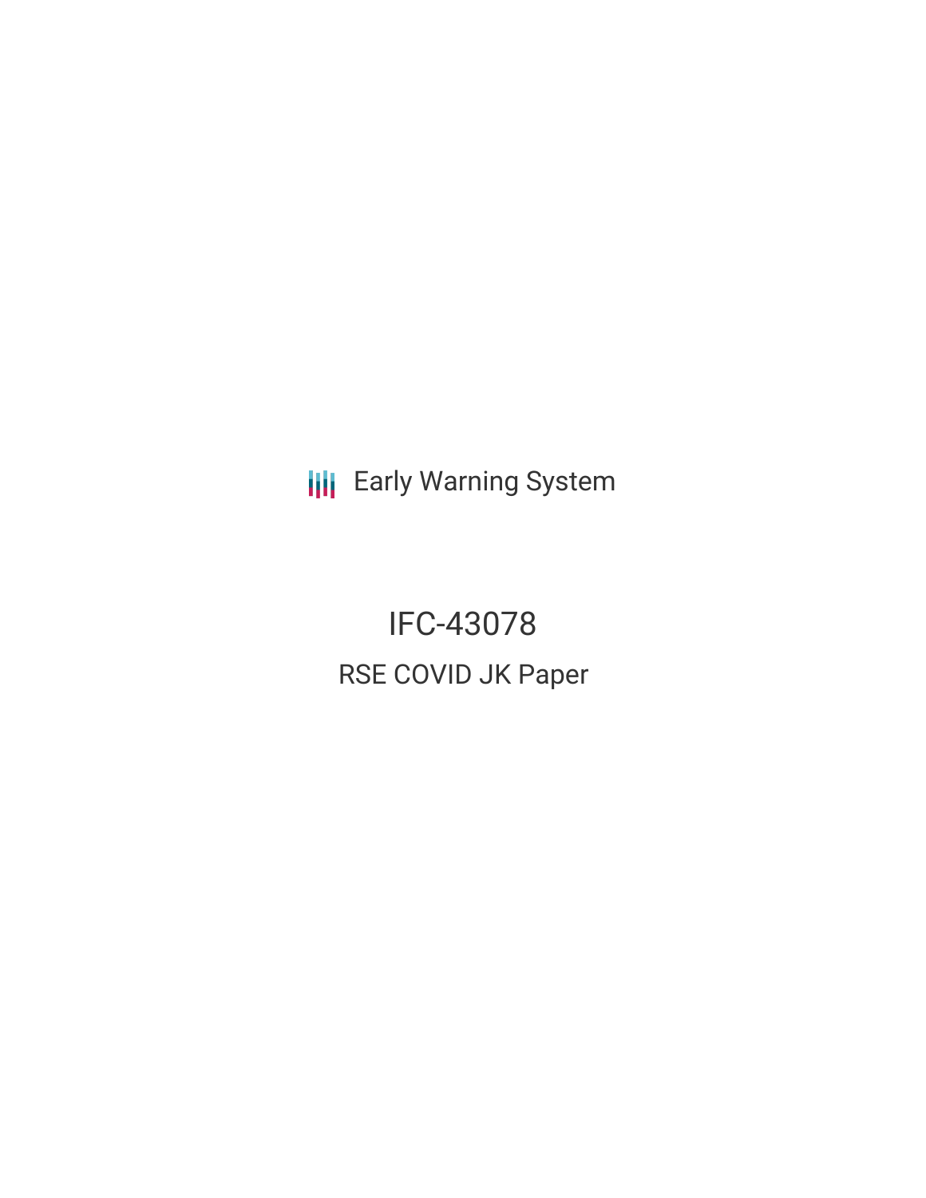Early Warning System

# IFC-43078

## RSE COVID JK Paper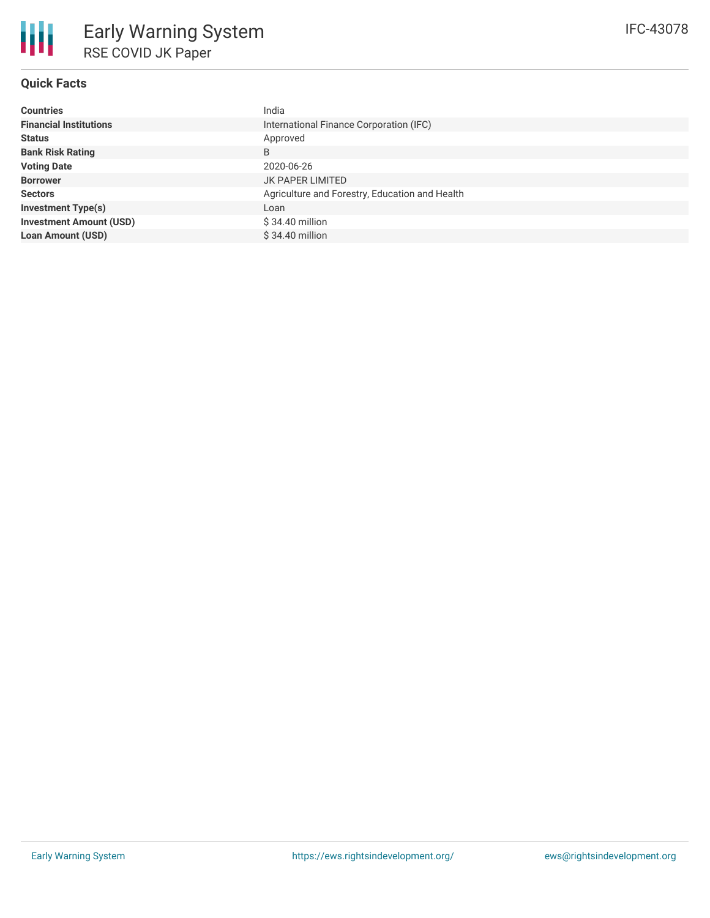# Early Warning System

## RSE COVID JK Paper

IFC-43078

### Quick Facts

| | |
|---|---|
| **Countries** | India |
| **Financial Institutions** | International Finance Corporation (IFC) |
| **Status** | Approved |
| **Bank Risk Rating** | B |
| **Voting Date** | 2020-06-26 |
| **Borrower** | JK PAPER LIMITED |
| **Sectors** | Agriculture and Forestry, Education and Health |
| **Investment Type(s)** | Loan |
| **Investment Amount (USD)** | $ 34.40 million |
| **Loan Amount (USD)** | $ 34.40 million |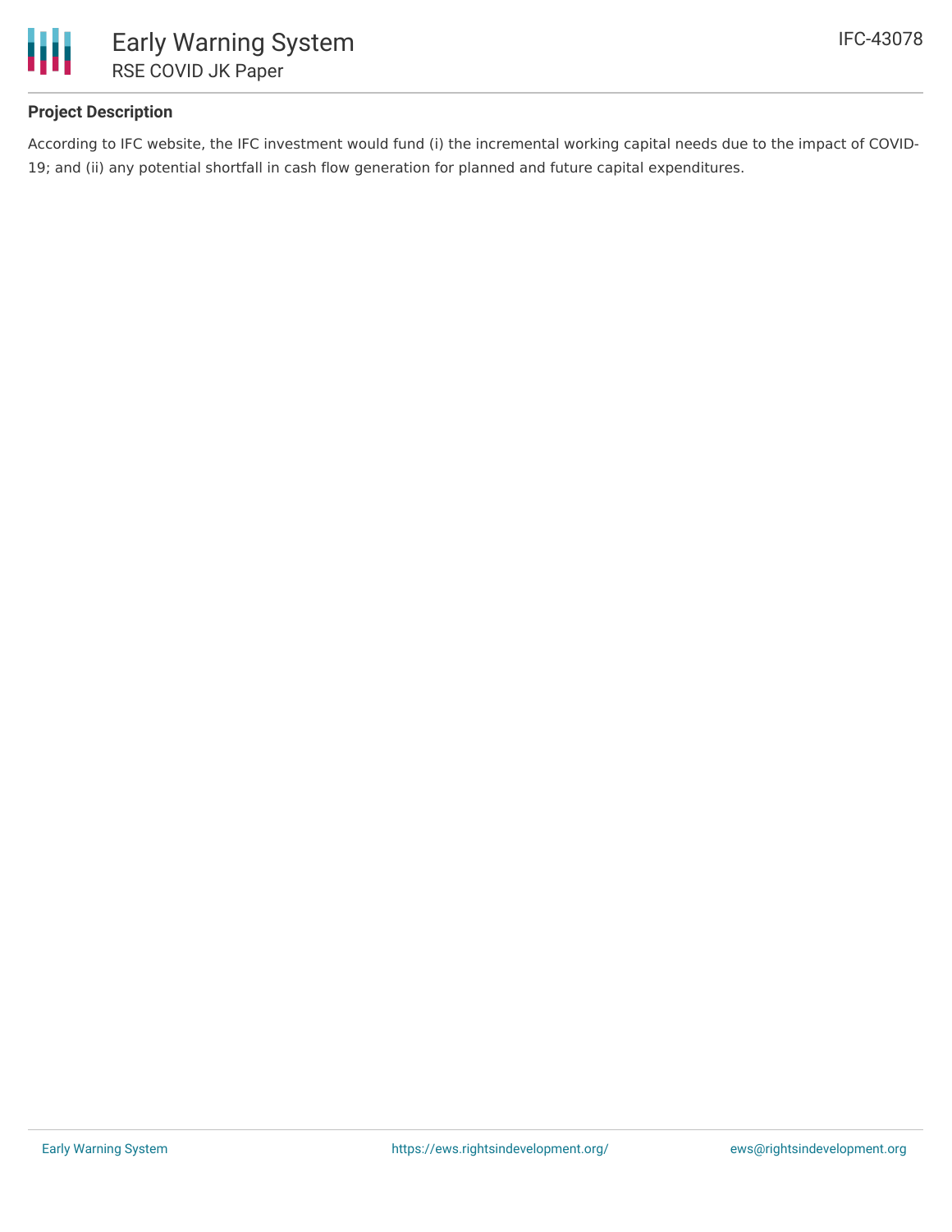### Project Description

According to IFC website, the IFC investment would fund (i) the incremental working capital needs due to the impact of COVID-19; and (ii) any potential shortfall in cash flow generation for planned and future capital expenditures.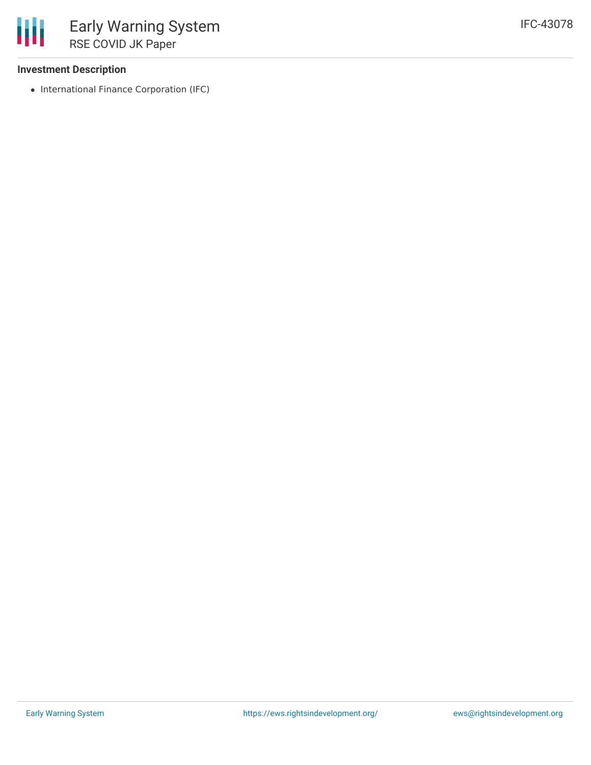### Investment Description

- International Finance Corporation (IFC)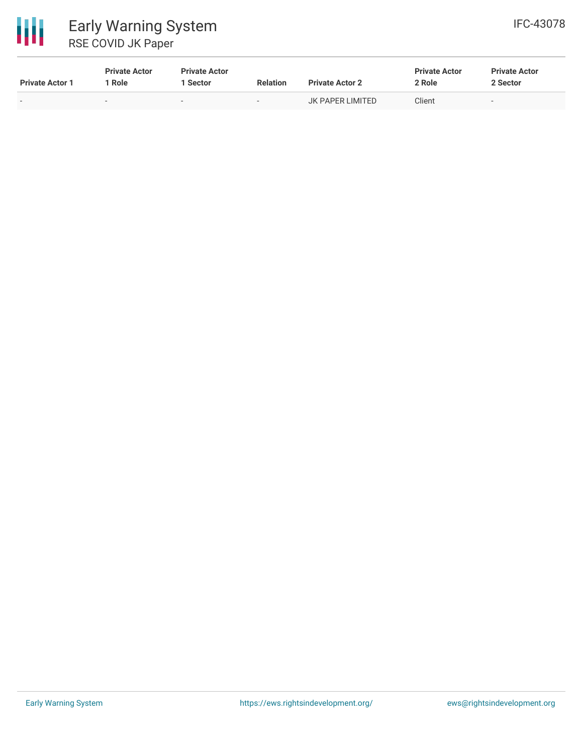| Private Actor 1 | Private Actor 1 Role | Private Actor 1 Sector | Relation | Private Actor 2 | Private Actor 2 Role | Private Actor 2 Sector |
|---|---|---|---|---|---|---|
| - | - | - | - | JK PAPER LIMITED | Client | - |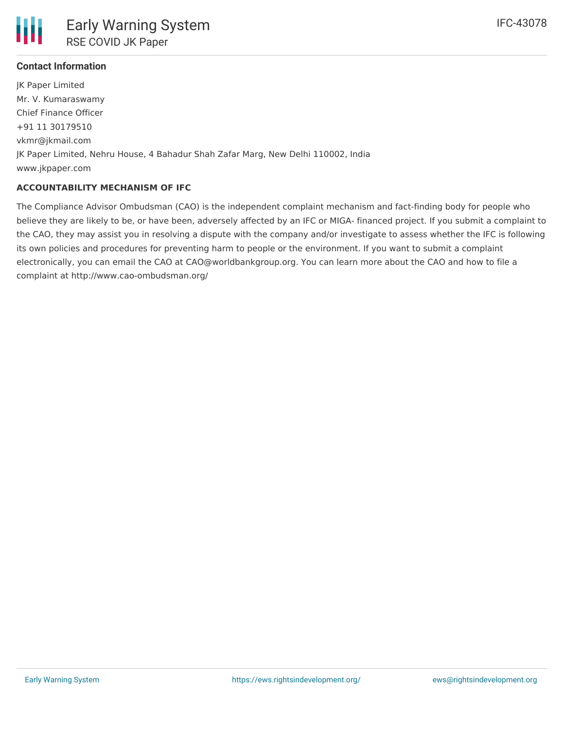**Contact Information**

JK Paper Limited
Mr. V. Kumaraswamy
Chief Finance Officer
+91 11 30179510
vkmr@jkmail.com
JK Paper Limited, Nehru House, 4 Bahadur Shah Zafar Marg, New Delhi 110002, India
www.jkpaper.com

**ACCOUNTABILITY MECHANISM OF IFC**

The Compliance Advisor Ombudsman (CAO) is the independent complaint mechanism and fact-finding body for people who believe they are likely to be, or have been, adversely affected by an IFC or MIGA- financed project. If you submit a complaint to the CAO, they may assist you in resolving a dispute with the company and/or investigate to assess whether the IFC is following its own policies and procedures for preventing harm to people or the environment. If you want to submit a complaint electronically, you can email the CAO at CAO@worldbankgroup.org. You can learn more about the CAO and how to file a complaint at http://www.cao-ombudsman.org/